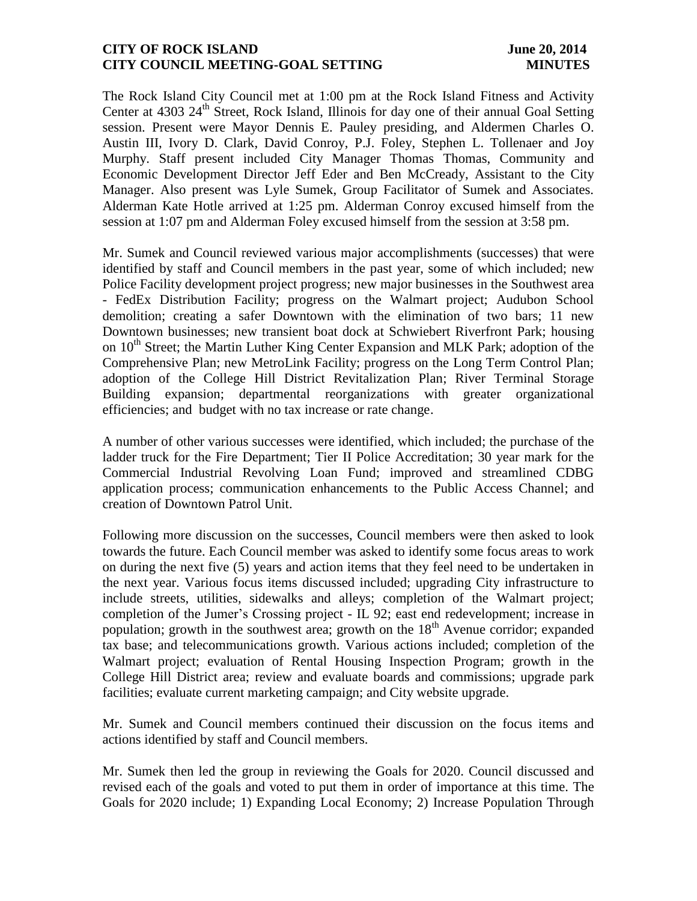The Rock Island City Council met at 1:00 pm at the Rock Island Fitness and Activity Center at 4303 24th Street, Rock Island, Illinois for day one of their annual Goal Setting session. Present were Mayor Dennis E. Pauley presiding, and Aldermen Charles O. Austin III, Ivory D. Clark, David Conroy, P.J. Foley, Stephen L. Tollenaer and Joy Murphy. Staff present included City Manager Thomas Thomas, Community and Economic Development Director Jeff Eder and Ben McCready, Assistant to the City Manager. Also present was Lyle Sumek, Group Facilitator of Sumek and Associates. Alderman Kate Hotle arrived at 1:25 pm. Alderman Conroy excused himself from the session at 1:07 pm and Alderman Foley excused himself from the session at 3:58 pm.

Mr. Sumek and Council reviewed various major accomplishments (successes) that were identified by staff and Council members in the past year, some of which included; new Police Facility development project progress; new major businesses in the Southwest area - FedEx Distribution Facility; progress on the Walmart project; Audubon School demolition; creating a safer Downtown with the elimination of two bars; 11 new Downtown businesses; new transient boat dock at Schwiebert Riverfront Park; housing on 10th Street; the Martin Luther King Center Expansion and MLK Park; adoption of the Comprehensive Plan; new MetroLink Facility; progress on the Long Term Control Plan; adoption of the College Hill District Revitalization Plan; River Terminal Storage Building expansion; departmental reorganizations with greater organizational efficiencies; and budget with no tax increase or rate change.

A number of other various successes were identified, which included; the purchase of the ladder truck for the Fire Department; Tier II Police Accreditation; 30 year mark for the Commercial Industrial Revolving Loan Fund; improved and streamlined CDBG application process; communication enhancements to the Public Access Channel; and creation of Downtown Patrol Unit.

Following more discussion on the successes, Council members were then asked to look towards the future. Each Council member was asked to identify some focus areas to work on during the next five (5) years and action items that they feel need to be undertaken in the next year. Various focus items discussed included; upgrading City infrastructure to include streets, utilities, sidewalks and alleys; completion of the Walmart project; completion of the Jumer's Crossing project - IL 92; east end redevelopment; increase in population; growth in the southwest area; growth on the 18th Avenue corridor; expanded tax base; and telecommunications growth. Various actions included; completion of the Walmart project; evaluation of Rental Housing Inspection Program; growth in the College Hill District area; review and evaluate boards and commissions; upgrade park facilities; evaluate current marketing campaign; and City website upgrade.

Mr. Sumek and Council members continued their discussion on the focus items and actions identified by staff and Council members.

Mr. Sumek then led the group in reviewing the Goals for 2020. Council discussed and revised each of the goals and voted to put them in order of importance at this time. The Goals for 2020 include; 1) Expanding Local Economy; 2) Increase Population Through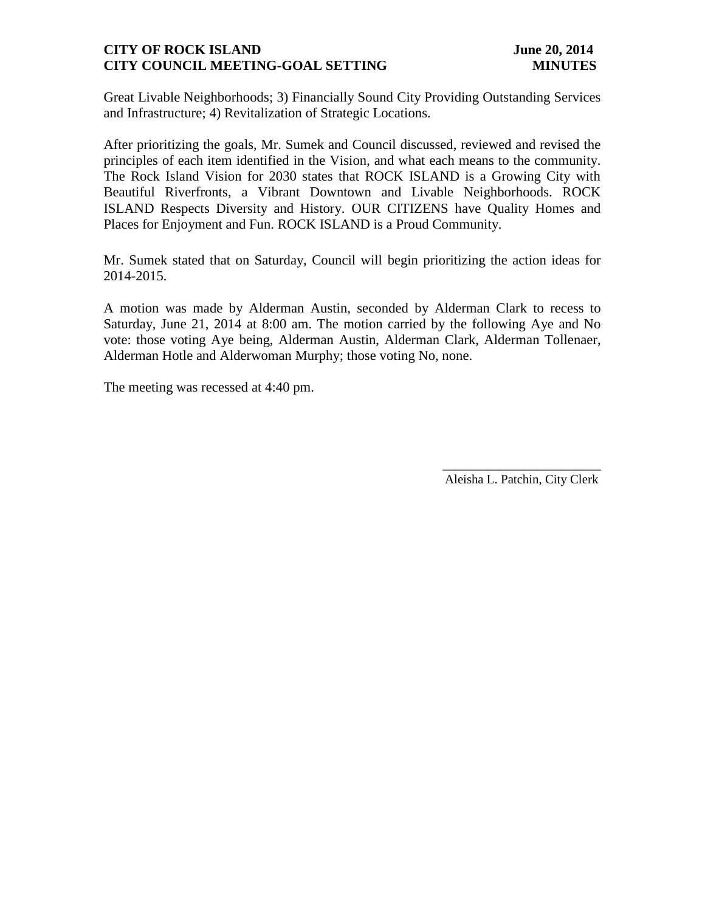Great Livable Neighborhoods; 3) Financially Sound City Providing Outstanding Services and Infrastructure; 4) Revitalization of Strategic Locations.

After prioritizing the goals, Mr. Sumek and Council discussed, reviewed and revised the principles of each item identified in the Vision, and what each means to the community. The Rock Island Vision for 2030 states that ROCK ISLAND is a Growing City with Beautiful Riverfronts, a Vibrant Downtown and Livable Neighborhoods. ROCK ISLAND Respects Diversity and History. OUR CITIZENS have Quality Homes and Places for Enjoyment and Fun. ROCK ISLAND is a Proud Community.

Mr. Sumek stated that on Saturday, Council will begin prioritizing the action ideas for 2014-2015.

A motion was made by Alderman Austin, seconded by Alderman Clark to recess to Saturday, June 21, 2014 at 8:00 am. The motion carried by the following Aye and No vote: those voting Aye being, Alderman Austin, Alderman Clark, Alderman Tollenaer, Alderman Hotle and Alderwoman Murphy; those voting No, none.

The meeting was recessed at 4:40 pm.

\_\_\_\_\_\_\_\_\_\_\_\_\_\_\_\_\_\_\_\_\_\_\_\_\_

Aleisha L. Patchin, City Clerk